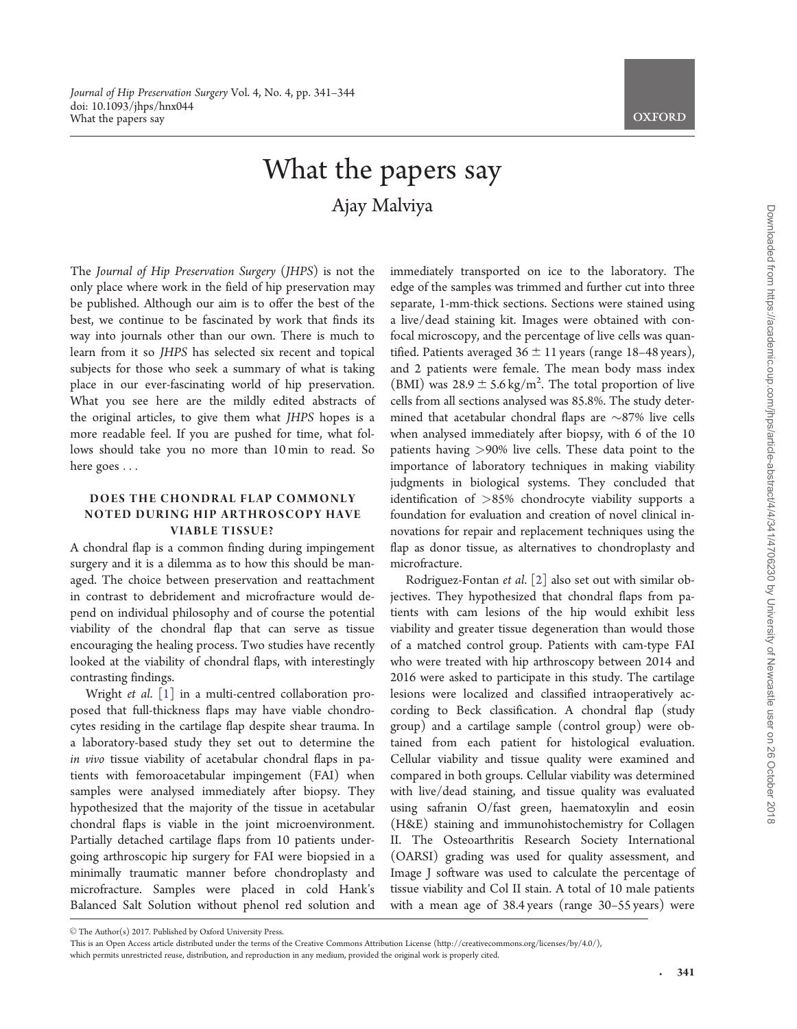# What the papers say

Ajay Malviya

The *Journal of Hip Preservation Surgery* (*JHPS*) is not the only place where work in the field of hip preservation may be published. Although our aim is to offer the best of the best, we continue to be fascinated by work that finds its way into journals other than our own. There is much to learn from it so *JHPS* has selected six recent and topical subjects for those who seek a summary of what is taking place in our ever-fascinating world of hip preservation. What you see here are the mildly edited abstracts of the original articles, to give them what *JHPS* hopes is a more readable feel. If you are pushed for time, what follows should take you no more than 10 min to read. So here goes . . .

## DOES THE CHONDRAL FLAP COMMONLY NOTED DURING HIP ARTHROSCOPY HAVE VIABLE TISSUE?

A chondral flap is a common finding during impingement surgery and it is a dilemma as to how this should be managed. The choice between preservation and reattachment in contrast to debridement and microfracture would depend on individual philosophy and of course the potential viability of the chondral flap that can serve as tissue encouraging the healing process. Two studies have recently looked at the viability of chondral flaps, with interestingly contrasting findings.

Wright *et al.* [1] in a multi-centred collaboration proposed that full-thickness flaps may have viable chondrocytes residing in the cartilage flap despite shear trauma. In a laboratory-based study they set out to determine the *in vivo* tissue viability of acetabular chondral flaps in patients with femoroacetabular impingement (FAI) when samples were analysed immediately after biopsy. They hypothesized that the majority of the tissue in acetabular chondral flaps is viable in the joint microenvironment. Partially detached cartilage flaps from 10 patients undergoing arthroscopic hip surgery for FAI were biopsied in a minimally traumatic manner before chondroplasty and microfracture. Samples were placed in cold Hank's Balanced Salt Solution without phenol red solution and immediately transported on ice to the laboratory. The edge of the samples was trimmed and further cut into three separate, 1-mm-thick sections. Sections were stained using a live/dead staining kit. Images were obtained with confocal microscopy, and the percentage of live cells was quantified. Patients averaged $36 \pm 11$ years (range 18–48 years), and 2 patients were female. The mean body mass index (BMI) was $28.9 \pm 5.6\,\text{kg/m}^2$. The total proportion of live cells from all sections analysed was 85.8%. The study determined that acetabular chondral flaps are ~87% live cells when analysed immediately after biopsy, with 6 of the 10 patients having >90% live cells. These data point to the importance of laboratory techniques in making viability judgments in biological systems. They concluded that identification of >85% chondrocyte viability supports a foundation for evaluation and creation of novel clinical innovations for repair and replacement techniques using the flap as donor tissue, as alternatives to chondroplasty and microfracture.

Rodriguez-Fontan *et al.* [2] also set out with similar objectives. They hypothesized that chondral flaps from patients with cam lesions of the hip would exhibit less viability and greater tissue degeneration than would those of a matched control group. Patients with cam-type FAI who were treated with hip arthroscopy between 2014 and 2016 were asked to participate in this study. The cartilage lesions were localized and classified intraoperatively according to Beck classification. A chondral flap (study group) and a cartilage sample (control group) were obtained from each patient for histological evaluation. Cellular viability and tissue quality were examined and compared in both groups. Cellular viability was determined with live/dead staining, and tissue quality was evaluated using safranin O/fast green, haematoxylin and eosin (H&E) staining and immunohistochemistry for Collagen II. The Osteoarthritis Research Society International (OARSI) grading was used for quality assessment, and Image J software was used to calculate the percentage of tissue viability and Col II stain. A total of 10 male patients with a mean age of 38.4 years (range 30–55 years) were

© The Author(s) 2017. Published by Oxford University Press.
This is an Open Access article distributed under the terms of the Creative Commons Attribution License (http://creativecommons.org/licenses/by/4.0/), which permits unrestricted reuse, distribution, and reproduction in any medium, provided the original work is properly cited.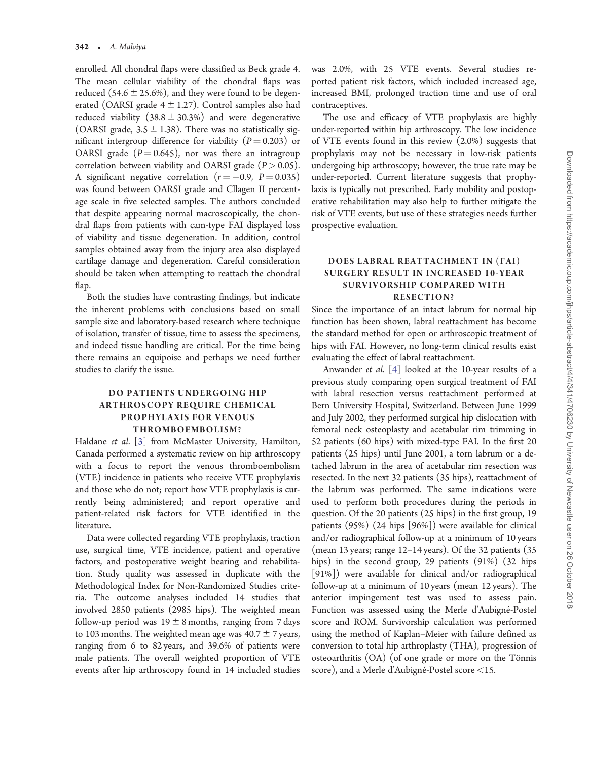enrolled. All chondral flaps were classified as Beck grade 4. The mean cellular viability of the chondral flaps was reduced (54.6 ± 25.6%), and they were found to be degenerated (OARSI grade 4 ± 1.27). Control samples also had reduced viability (38.8 ± 30.3%) and were degenerative (OARSI grade, 3.5 ± 1.38). There was no statistically significant intergroup difference for viability ($P = 0.203$) or OARSI grade ($P = 0.645$), nor was there an intragroup correlation between viability and OARSI grade ($P > 0.05$). A significant negative correlation ($r = -0.9$, $P = 0.035$) was found between OARSI grade and Cllagen II percentage scale in five selected samples. The authors concluded that despite appearing normal macroscopically, the chondral flaps from patients with cam-type FAI displayed loss of viability and tissue degeneration. In addition, control samples obtained away from the injury area also displayed cartilage damage and degeneration. Careful consideration should be taken when attempting to reattach the chondral flap.

Both the studies have contrasting findings, but indicate the inherent problems with conclusions based on small sample size and laboratory-based research where technique of isolation, transfer of tissue, time to assess the specimens, and indeed tissue handling are critical. For the time being there remains an equipoise and perhaps we need further studies to clarify the issue.

## DO PATIENTS UNDERGOING HIP ARTHROSCOPY REQUIRE CHEMICAL PROPHYLAXIS FOR VENOUS THROMBOEMBOLISM?

Haldane *et al.* [3] from McMaster University, Hamilton, Canada performed a systematic review on hip arthroscopy with a focus to report the venous thromboembolism (VTE) incidence in patients who receive VTE prophylaxis and those who do not; report how VTE prophylaxis is currently being administered; and report operative and patient-related risk factors for VTE identified in the literature.

Data were collected regarding VTE prophylaxis, traction use, surgical time, VTE incidence, patient and operative factors, and postoperative weight bearing and rehabilitation. Study quality was assessed in duplicate with the Methodological Index for Non-Randomized Studies criteria. The outcome analyses included 14 studies that involved 2850 patients (2985 hips). The weighted mean follow-up period was 19 ± 8 months, ranging from 7 days to 103 months. The weighted mean age was 40.7 ± 7 years, ranging from 6 to 82 years, and 39.6% of patients were male patients. The overall weighted proportion of VTE events after hip arthroscopy found in 14 included studies was 2.0%, with 25 VTE events. Several studies reported patient risk factors, which included increased age, increased BMI, prolonged traction time and use of oral contraceptives.

The use and efficacy of VTE prophylaxis are highly under-reported within hip arthroscopy. The low incidence of VTE events found in this review (2.0%) suggests that prophylaxis may not be necessary in low-risk patients undergoing hip arthroscopy; however, the true rate may be under-reported. Current literature suggests that prophylaxis is typically not prescribed. Early mobility and postoperative rehabilitation may also help to further mitigate the risk of VTE events, but use of these strategies needs further prospective evaluation.

## DOES LABRAL REATTACHMENT IN (FAI) SURGERY RESULT IN INCREASED 10-YEAR SURVIVORSHIP COMPARED WITH RESECTION?

Since the importance of an intact labrum for normal hip function has been shown, labral reattachment has become the standard method for open or arthroscopic treatment of hips with FAI. However, no long-term clinical results exist evaluating the effect of labral reattachment.

Anwander *et al.* [4] looked at the 10-year results of a previous study comparing open surgical treatment of FAI with labral resection versus reattachment performed at Bern University Hospital, Switzerland. Between June 1999 and July 2002, they performed surgical hip dislocation with femoral neck osteoplasty and acetabular rim trimming in 52 patients (60 hips) with mixed-type FAI. In the first 20 patients (25 hips) until June 2001, a torn labrum or a detached labrum in the area of acetabular rim resection was resected. In the next 32 patients (35 hips), reattachment of the labrum was performed. The same indications were used to perform both procedures during the periods in question. Of the 20 patients (25 hips) in the first group, 19 patients (95%) (24 hips [96%]) were available for clinical and/or radiographical follow-up at a minimum of 10 years (mean 13 years; range 12–14 years). Of the 32 patients (35 hips) in the second group, 29 patients (91%) (32 hips [91%]) were available for clinical and/or radiographical follow-up at a minimum of 10 years (mean 12 years). The anterior impingement test was used to assess pain. Function was assessed using the Merle d'Aubigné-Postel score and ROM. Survivorship calculation was performed using the method of Kaplan–Meier with failure defined as conversion to total hip arthroplasty (THA), progression of osteoarthritis (OA) (of one grade or more on the Tönnis score), and a Merle d'Aubigné-Postel score <15.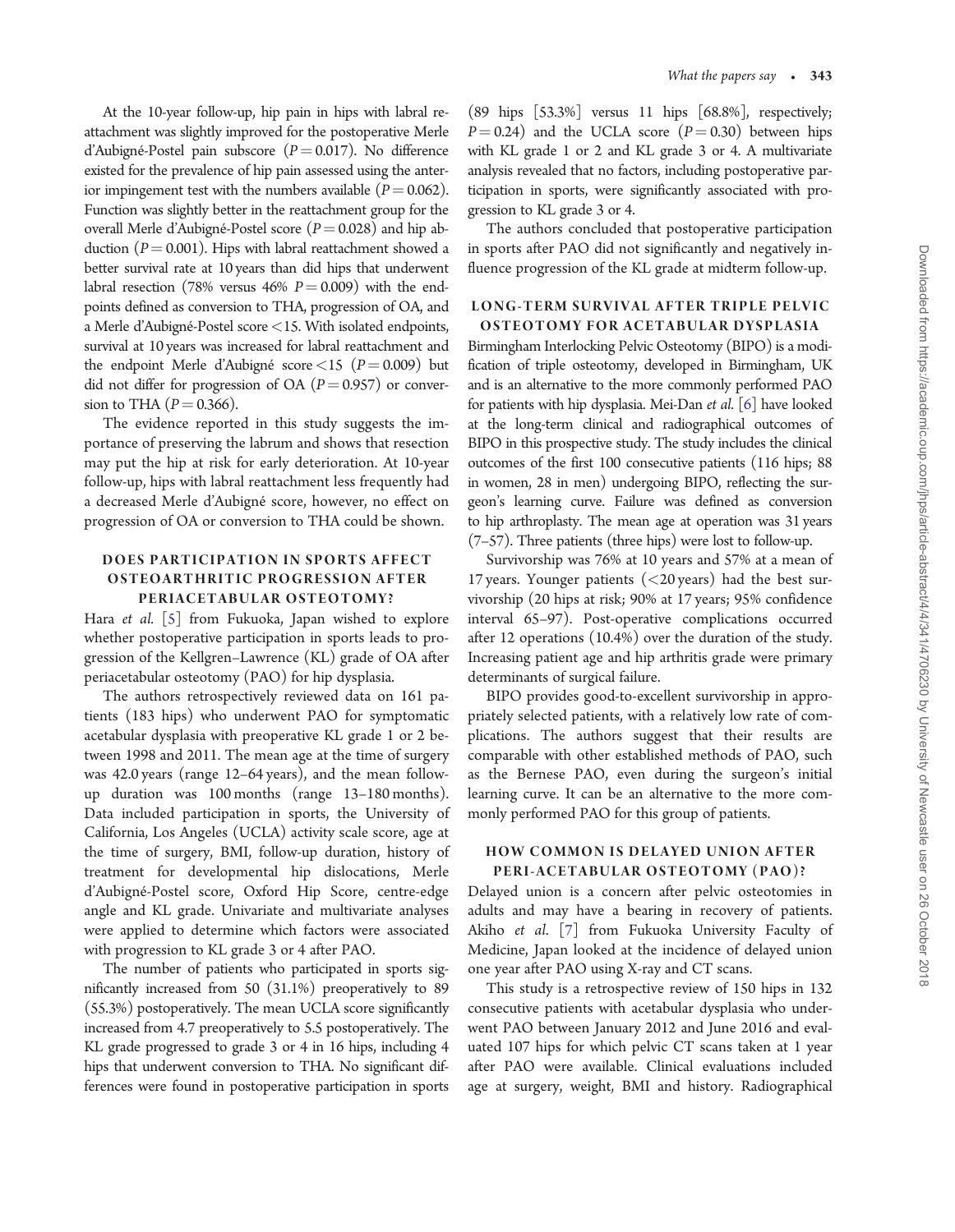At the 10-year follow-up, hip pain in hips with labral reattachment was slightly improved for the postoperative Merle d'Aubigné-Postel pain subscore ($P = 0.017$). No difference existed for the prevalence of hip pain assessed using the anterior impingement test with the numbers available ($P = 0.062$). Function was slightly better in the reattachment group for the overall Merle d'Aubigné-Postel score ($P = 0.028$) and hip abduction ($P = 0.001$). Hips with labral reattachment showed a better survival rate at 10 years than did hips that underwent labral resection (78% versus 46% $P = 0.009$) with the endpoints defined as conversion to THA, progression of OA, and a Merle d'Aubigné-Postel score <15. With isolated endpoints, survival at 10 years was increased for labral reattachment and the endpoint Merle d'Aubigné score <15 ($P = 0.009$) but did not differ for progression of OA ($P = 0.957$) or conversion to THA ($P = 0.366$).

The evidence reported in this study suggests the importance of preserving the labrum and shows that resection may put the hip at risk for early deterioration. At 10-year follow-up, hips with labral reattachment less frequently had a decreased Merle d'Aubigné score, however, no effect on progression of OA or conversion to THA could be shown.

## DOES PARTICIPATION IN SPORTS AFFECT OSTEOARTHRITIC PROGRESSION AFTER PERIACETABULAR OSTEOTOMY?

Hara *et al.* [5] from Fukuoka, Japan wished to explore whether postoperative participation in sports leads to progression of the Kellgren–Lawrence (KL) grade of OA after periacetabular osteotomy (PAO) for hip dysplasia.

The authors retrospectively reviewed data on 161 patients (183 hips) who underwent PAO for symptomatic acetabular dysplasia with preoperative KL grade 1 or 2 between 1998 and 2011. The mean age at the time of surgery was 42.0 years (range 12–64 years), and the mean follow-up duration was 100 months (range 13–180 months). Data included participation in sports, the University of California, Los Angeles (UCLA) activity scale score, age at the time of surgery, BMI, follow-up duration, history of treatment for developmental hip dislocations, Merle d'Aubigné-Postel score, Oxford Hip Score, centre-edge angle and KL grade. Univariate and multivariate analyses were applied to determine which factors were associated with progression to KL grade 3 or 4 after PAO.

The number of patients who participated in sports significantly increased from 50 (31.1%) preoperatively to 89 (55.3%) postoperatively. The mean UCLA score significantly increased from 4.7 preoperatively to 5.5 postoperatively. The KL grade progressed to grade 3 or 4 in 16 hips, including 4 hips that underwent conversion to THA. No significant differences were found in postoperative participation in sports (89 hips [53.3%] versus 11 hips [68.8%], respectively; $P = 0.24$) and the UCLA score ($P = 0.30$) between hips with KL grade 1 or 2 and KL grade 3 or 4. A multivariate analysis revealed that no factors, including postoperative participation in sports, were significantly associated with progression to KL grade 3 or 4.

The authors concluded that postoperative participation in sports after PAO did not significantly and negatively influence progression of the KL grade at midterm follow-up.

## LONG-TERM SURVIVAL AFTER TRIPLE PELVIC OSTEOTOMY FOR ACETABULAR DYSPLASIA

Birmingham Interlocking Pelvic Osteotomy (BIPO) is a modification of triple osteotomy, developed in Birmingham, UK and is an alternative to the more commonly performed PAO for patients with hip dysplasia. Mei-Dan *et al.* [6] have looked at the long-term clinical and radiographical outcomes of BIPO in this prospective study. The study includes the clinical outcomes of the first 100 consecutive patients (116 hips; 88 in women, 28 in men) undergoing BIPO, reflecting the surgeon's learning curve. Failure was defined as conversion to hip arthroplasty. The mean age at operation was 31 years (7–57). Three patients (three hips) were lost to follow-up.

Survivorship was 76% at 10 years and 57% at a mean of 17 years. Younger patients (<20 years) had the best survivorship (20 hips at risk; 90% at 17 years; 95% confidence interval 65–97). Post-operative complications occurred after 12 operations (10.4%) over the duration of the study. Increasing patient age and hip arthritis grade were primary determinants of surgical failure.

BIPO provides good-to-excellent survivorship in appropriately selected patients, with a relatively low rate of complications. The authors suggest that their results are comparable with other established methods of PAO, such as the Bernese PAO, even during the surgeon's initial learning curve. It can be an alternative to the more commonly performed PAO for this group of patients.

## HOW COMMON IS DELAYED UNION AFTER PERI-ACETABULAR OSTEOTOMY (PAO)?

Delayed union is a concern after pelvic osteotomies in adults and may have a bearing in recovery of patients. Akiho *et al.* [7] from Fukuoka University Faculty of Medicine, Japan looked at the incidence of delayed union one year after PAO using X-ray and CT scans.

This study is a retrospective review of 150 hips in 132 consecutive patients with acetabular dysplasia who underwent PAO between January 2012 and June 2016 and evaluated 107 hips for which pelvic CT scans taken at 1 year after PAO were available. Clinical evaluations included age at surgery, weight, BMI and history. Radiographical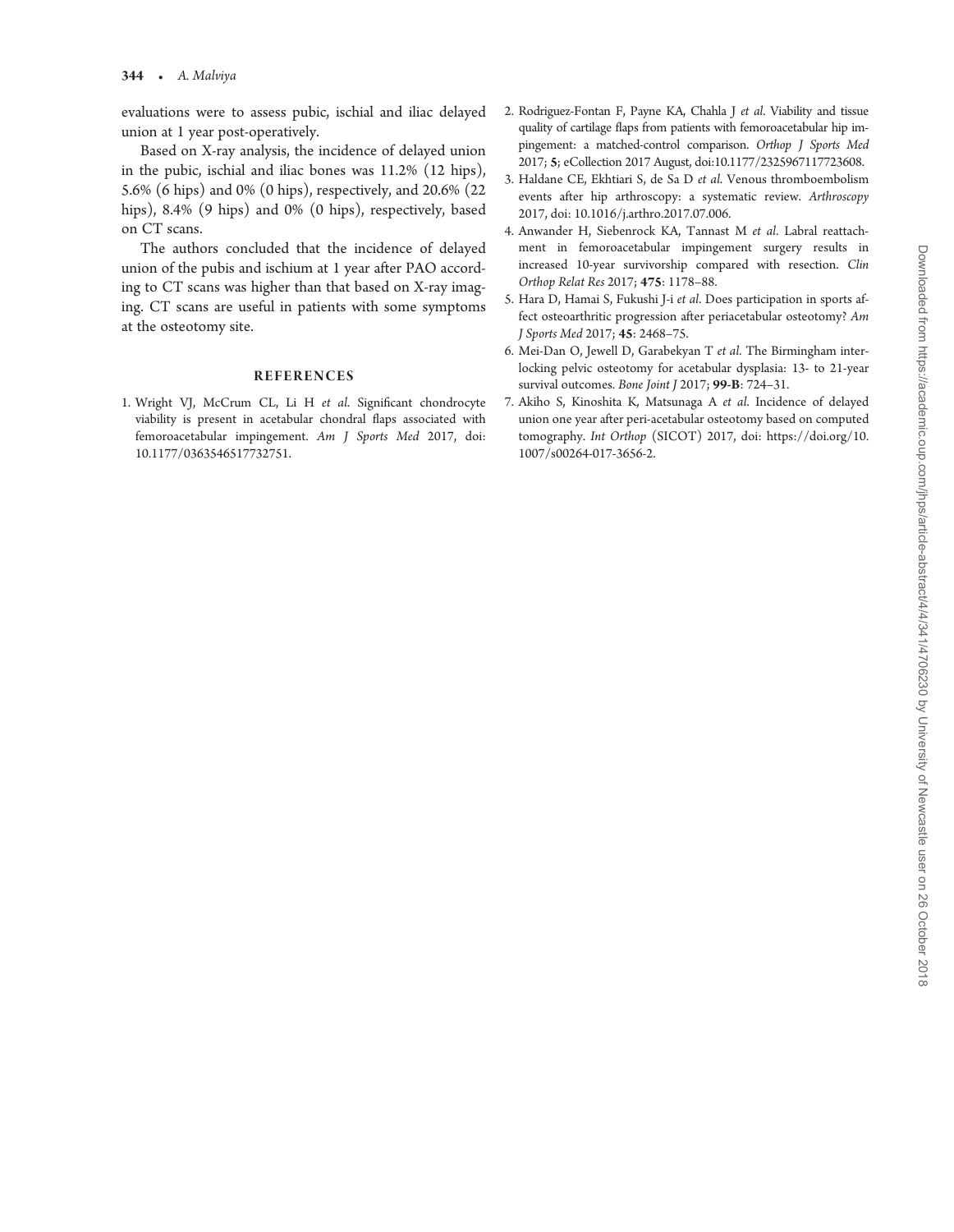evaluations were to assess pubic, ischial and iliac delayed union at 1 year post-operatively.

Based on X-ray analysis, the incidence of delayed union in the pubic, ischial and iliac bones was 11.2% (12 hips), 5.6% (6 hips) and 0% (0 hips), respectively, and 20.6% (22 hips), 8.4% (9 hips) and 0% (0 hips), respectively, based on CT scans.

The authors concluded that the incidence of delayed union of the pubis and ischium at 1 year after PAO according to CT scans was higher than that based on X-ray imaging. CT scans are useful in patients with some symptoms at the osteotomy site.

## REFERENCES

1. Wright VJ, McCrum CL, Li H *et al*. Significant chondrocyte viability is present in acetabular chondral flaps associated with femoroacetabular impingement. *Am J Sports Med* 2017, doi: 10.1177/0363546517732751.
2. Rodriguez-Fontan F, Payne KA, Chahla J *et al*. Viability and tissue quality of cartilage flaps from patients with femoroacetabular hip impingement: a matched-control comparison. *Orthop J Sports Med* 2017; **5**; eCollection 2017 August, doi:10.1177/2325967117723608.
3. Haldane CE, Ekhtiari S, de Sa D *et al*. Venous thromboembolism events after hip arthroscopy: a systematic review. *Arthroscopy* 2017, doi: 10.1016/j.arthro.2017.07.006.
4. Anwander H, Siebenrock KA, Tannast M *et al*. Labral reattachment in femoroacetabular impingement surgery results in increased 10-year survivorship compared with resection. *Clin Orthop Relat Res* 2017; **475**: 1178–88.
5. Hara D, Hamai S, Fukushi J-i *et al*. Does participation in sports affect osteoarthritic progression after periacetabular osteotomy? *Am J Sports Med* 2017; **45**: 2468–75.
6. Mei-Dan O, Jewell D, Garabekyan T *et al*. The Birmingham interlocking pelvic osteotomy for acetabular dysplasia: 13- to 21-year survival outcomes. *Bone Joint J* 2017; **99-B**: 724–31.
7. Akiho S, Kinoshita K, Matsunaga A *et al*. Incidence of delayed union one year after peri-acetabular osteotomy based on computed tomography. *Int Orthop* (SICOT) 2017, doi: https://doi.org/10.1007/s00264-017-3656-2.